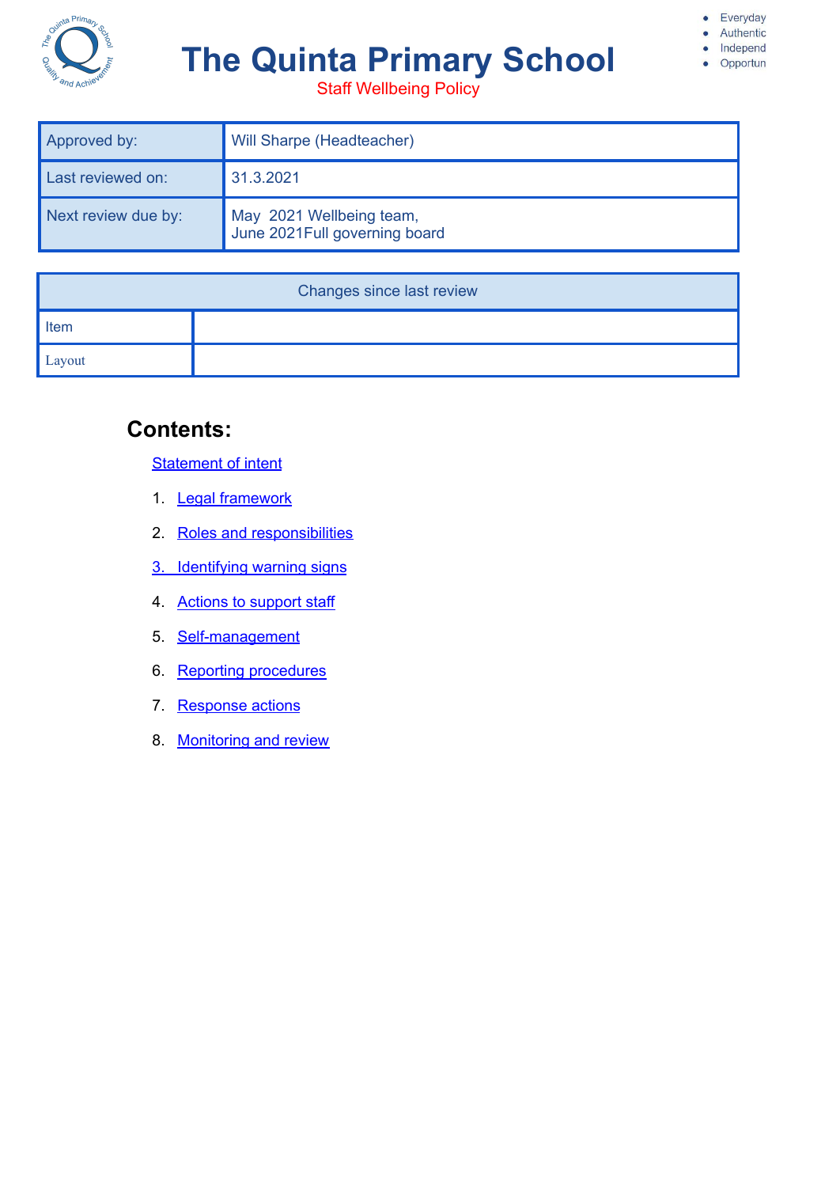- Everyday
- Authentic
- Independ
- Opportun

# The Quinta Primary School

Staff Wellbeing Policy

| Approved by: | Will Sharpe (Headteacher) |
|---|---|
| Last reviewed on: | 31.3.2021 |
| Next review due by: | May 2021 Wellbeing team,<br>June 2021Full governing board |

| Changes since last review | |
|---|---|
| Item | |
| Layout | |

## Contents:

Statement of intent

1. Legal framework
2. Roles and responsibilities
3. Identifying warning signs
4. Actions to support staff
5. Self-management
6. Reporting procedures
7. Response actions
8. Monitoring and review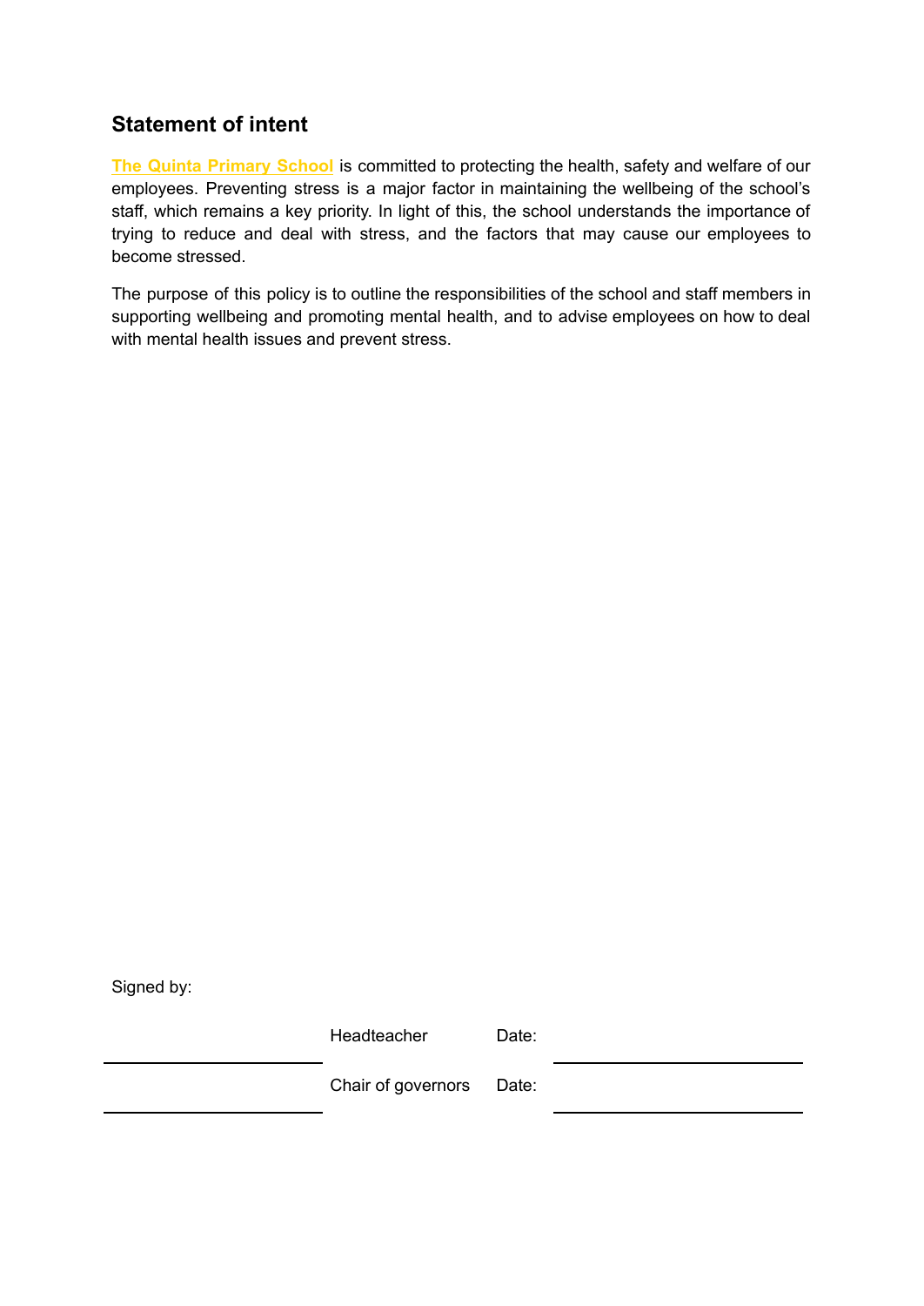## Statement of intent

**The Quinta Primary School** is committed to protecting the health, safety and welfare of our employees. Preventing stress is a major factor in maintaining the wellbeing of the school's staff, which remains a key priority. In light of this, the school understands the importance of trying to reduce and deal with stress, and the factors that may cause our employees to become stressed.

The purpose of this policy is to outline the responsibilities of the school and staff members in supporting wellbeing and promoting mental health, and to advise employees on how to deal with mental health issues and prevent stress.

Signed by:

| | | | |
|---|---|---|---|
| ______________________ | Headteacher | Date: | ______________________ |
| ______________________ | Chair of governors | Date: | ______________________ |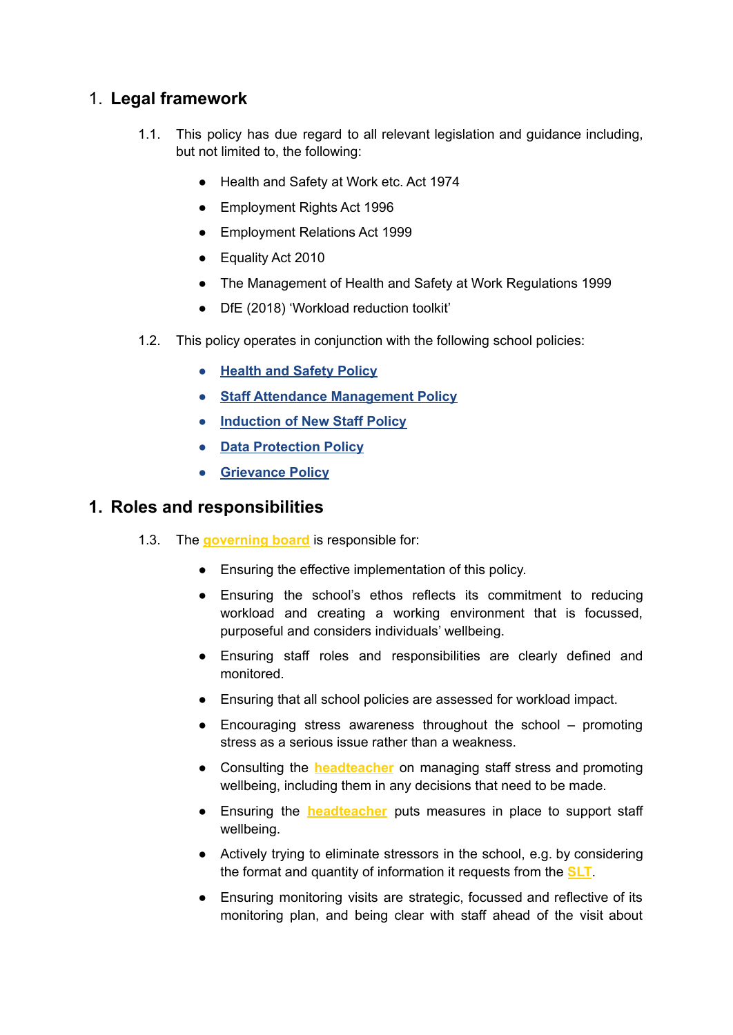## 1. Legal framework

1.1. This policy has due regard to all relevant legislation and guidance including, but not limited to, the following:

- Health and Safety at Work etc. Act 1974
- Employment Rights Act 1996
- Employment Relations Act 1999
- Equality Act 2010
- The Management of Health and Safety at Work Regulations 1999
- DfE (2018) 'Workload reduction toolkit'

1.2. This policy operates in conjunction with the following school policies:

- **Health and Safety Policy**
- **Staff Attendance Management Policy**
- **Induction of New Staff Policy**
- **Data Protection Policy**
- **Grievance Policy**

## 1. Roles and responsibilities

1.3. The **governing board** is responsible for:

- Ensuring the effective implementation of this policy.
- Ensuring the school's ethos reflects its commitment to reducing workload and creating a working environment that is focussed, purposeful and considers individuals' wellbeing.
- Ensuring staff roles and responsibilities are clearly defined and monitored.
- Ensuring that all school policies are assessed for workload impact.
- Encouraging stress awareness throughout the school – promoting stress as a serious issue rather than a weakness.
- Consulting the **headteacher** on managing staff stress and promoting wellbeing, including them in any decisions that need to be made.
- Ensuring the **headteacher** puts measures in place to support staff wellbeing.
- Actively trying to eliminate stressors in the school, e.g. by considering the format and quantity of information it requests from the **SLT**.
- Ensuring monitoring visits are strategic, focussed and reflective of its monitoring plan, and being clear with staff ahead of the visit about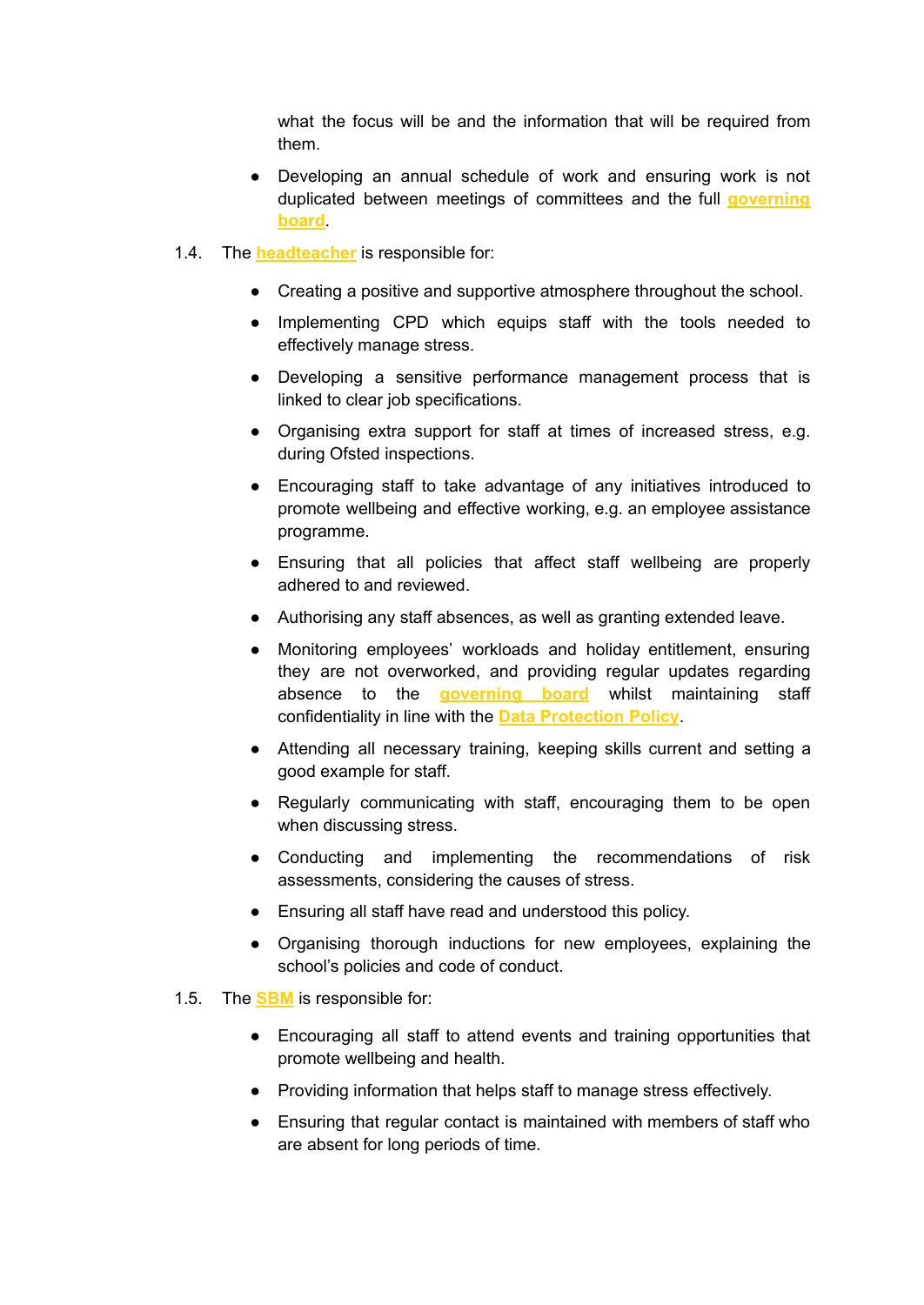what the focus will be and the information that will be required from them.

- Developing an annual schedule of work and ensuring work is not duplicated between meetings of committees and the full **governing board**.

1.4. The **headteacher** is responsible for:

- Creating a positive and supportive atmosphere throughout the school.
- Implementing CPD which equips staff with the tools needed to effectively manage stress.
- Developing a sensitive performance management process that is linked to clear job specifications.
- Organising extra support for staff at times of increased stress, e.g. during Ofsted inspections.
- Encouraging staff to take advantage of any initiatives introduced to promote wellbeing and effective working, e.g. an employee assistance programme.
- Ensuring that all policies that affect staff wellbeing are properly adhered to and reviewed.
- Authorising any staff absences, as well as granting extended leave.
- Monitoring employees' workloads and holiday entitlement, ensuring they are not overworked, and providing regular updates regarding absence to the **governing board** whilst maintaining staff confidentiality in line with the **Data Protection Policy**.
- Attending all necessary training, keeping skills current and setting a good example for staff.
- Regularly communicating with staff, encouraging them to be open when discussing stress.
- Conducting and implementing the recommendations of risk assessments, considering the causes of stress.
- Ensuring all staff have read and understood this policy.
- Organising thorough inductions for new employees, explaining the school's policies and code of conduct.

1.5. The **SBM** is responsible for:

- Encouraging all staff to attend events and training opportunities that promote wellbeing and health.
- Providing information that helps staff to manage stress effectively.
- Ensuring that regular contact is maintained with members of staff who are absent for long periods of time.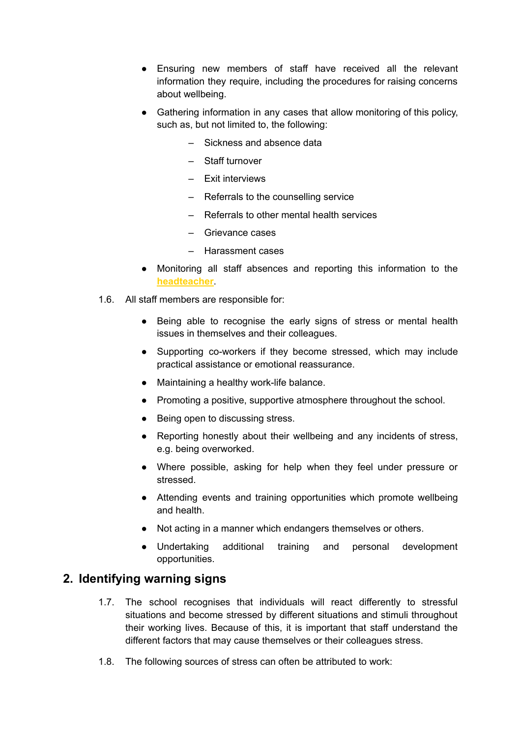- Ensuring new members of staff have received all the relevant information they require, including the procedures for raising concerns about wellbeing.
- Gathering information in any cases that allow monitoring of this policy, such as, but not limited to, the following:
  - Sickness and absence data
  - Staff turnover
  - Exit interviews
  - Referrals to the counselling service
  - Referrals to other mental health services
  - Grievance cases
  - Harassment cases
- Monitoring all staff absences and reporting this information to the **headteacher**.

1.6. All staff members are responsible for:

- Being able to recognise the early signs of stress or mental health issues in themselves and their colleagues.
- Supporting co-workers if they become stressed, which may include practical assistance or emotional reassurance.
- Maintaining a healthy work-life balance.
- Promoting a positive, supportive atmosphere throughout the school.
- Being open to discussing stress.
- Reporting honestly about their wellbeing and any incidents of stress, e.g. being overworked.
- Where possible, asking for help when they feel under pressure or stressed.
- Attending events and training opportunities which promote wellbeing and health.
- Not acting in a manner which endangers themselves or others.
- Undertaking additional training and personal development opportunities.

## 2. Identifying warning signs

1.7. The school recognises that individuals will react differently to stressful situations and become stressed by different situations and stimuli throughout their working lives. Because of this, it is important that staff understand the different factors that may cause themselves or their colleagues stress.

1.8. The following sources of stress can often be attributed to work: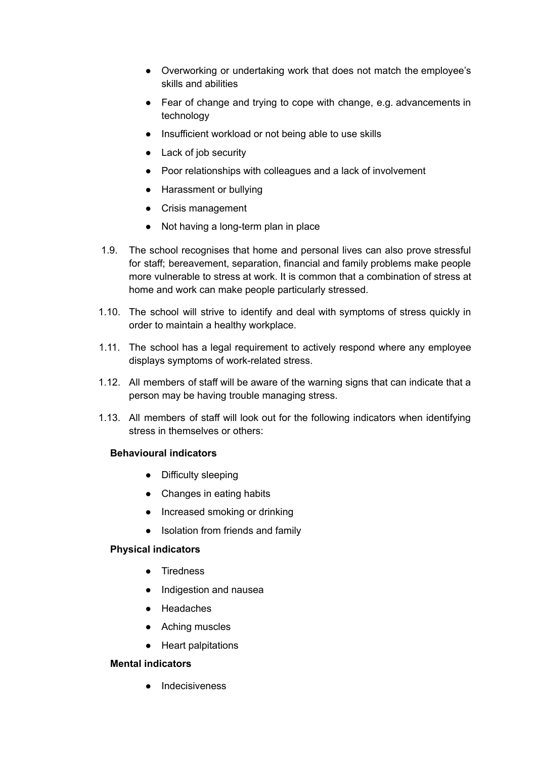- Overworking or undertaking work that does not match the employee's skills and abilities
- Fear of change and trying to cope with change, e.g. advancements in technology
- Insufficient workload or not being able to use skills
- Lack of job security
- Poor relationships with colleagues and a lack of involvement
- Harassment or bullying
- Crisis management
- Not having a long-term plan in place

1.9. The school recognises that home and personal lives can also prove stressful for staff; bereavement, separation, financial and family problems make people more vulnerable to stress at work. It is common that a combination of stress at home and work can make people particularly stressed.

1.10. The school will strive to identify and deal with symptoms of stress quickly in order to maintain a healthy workplace.

1.11. The school has a legal requirement to actively respond where any employee displays symptoms of work-related stress.

1.12. All members of staff will be aware of the warning signs that can indicate that a person may be having trouble managing stress.

1.13. All members of staff will look out for the following indicators when identifying stress in themselves or others:

**Behavioural indicators**

- Difficulty sleeping
- Changes in eating habits
- Increased smoking or drinking
- Isolation from friends and family

**Physical indicators**

- Tiredness
- Indigestion and nausea
- Headaches
- Aching muscles
- Heart palpitations

**Mental indicators**

- Indecisiveness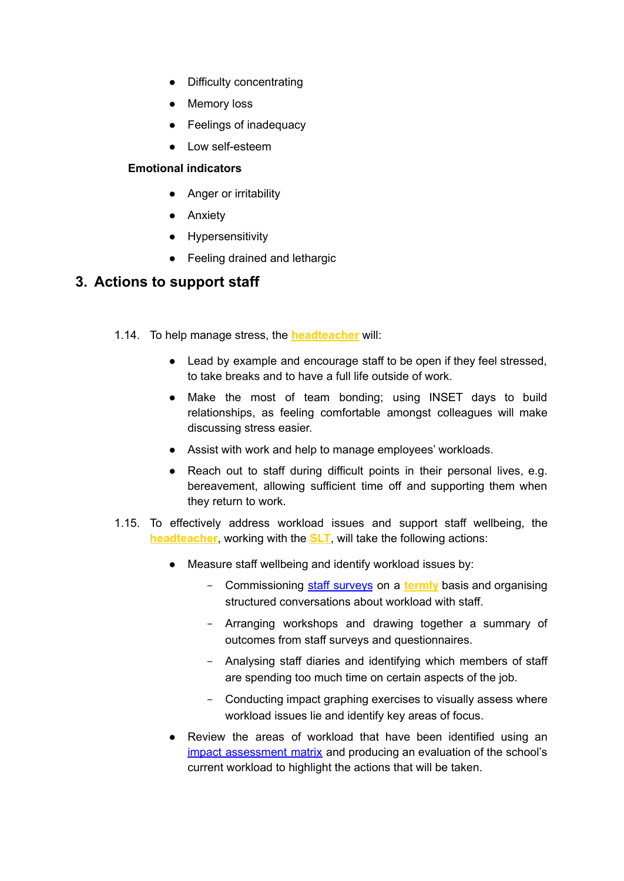- Difficulty concentrating
- Memory loss
- Feelings of inadequacy
- Low self-esteem

**Emotional indicators**

- Anger or irritability
- Anxiety
- Hypersensitivity
- Feeling drained and lethargic

## 3. Actions to support staff

1.14. To help manage stress, the **headteacher** will:

- Lead by example and encourage staff to be open if they feel stressed, to take breaks and to have a full life outside of work.
- Make the most of team bonding; using INSET days to build relationships, as feeling comfortable amongst colleagues will make discussing stress easier.
- Assist with work and help to manage employees' workloads.
- Reach out to staff during difficult points in their personal lives, e.g. bereavement, allowing sufficient time off and supporting them when they return to work.

1.15. To effectively address workload issues and support staff wellbeing, the **headteacher**, working with the **SLT**, will take the following actions:

- Measure staff wellbeing and identify workload issues by:
  - Commissioning staff surveys on a **termly** basis and organising structured conversations about workload with staff.
  - Arranging workshops and drawing together a summary of outcomes from staff surveys and questionnaires.
  - Analysing staff diaries and identifying which members of staff are spending too much time on certain aspects of the job.
  - Conducting impact graphing exercises to visually assess where workload issues lie and identify key areas of focus.
- Review the areas of workload that have been identified using an impact assessment matrix and producing an evaluation of the school's current workload to highlight the actions that will be taken.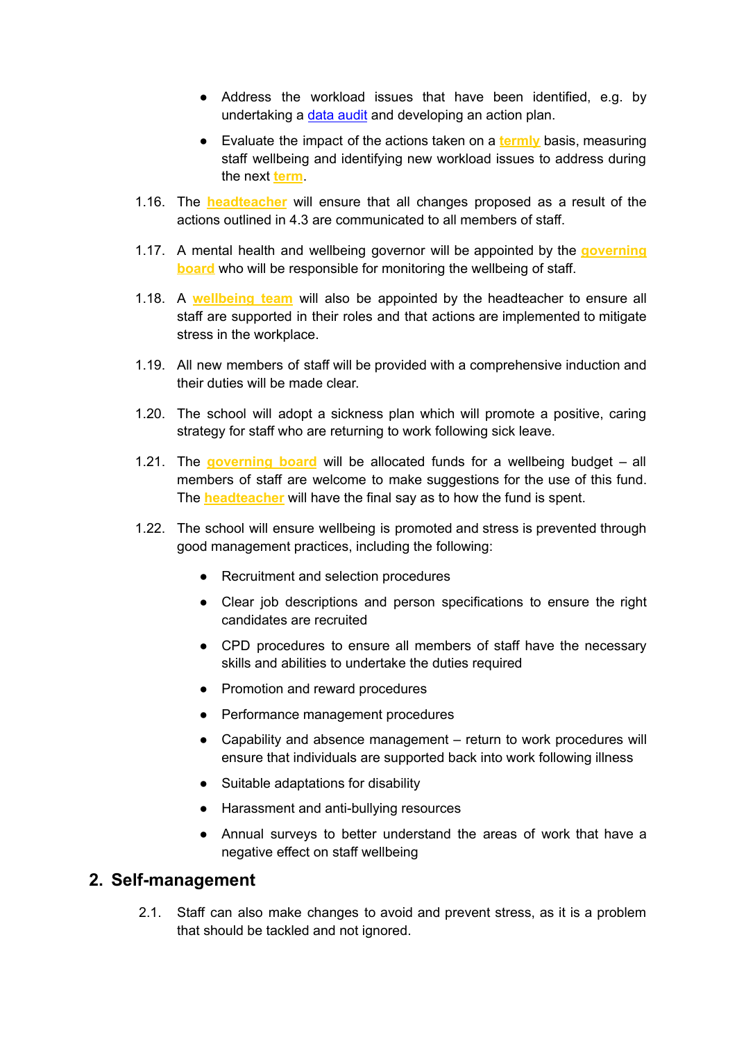- Address the workload issues that have been identified, e.g. by undertaking a data audit and developing an action plan.
- Evaluate the impact of the actions taken on a termly basis, measuring staff wellbeing and identifying new workload issues to address during the next term.

1.16. The headteacher will ensure that all changes proposed as a result of the actions outlined in 4.3 are communicated to all members of staff.

1.17. A mental health and wellbeing governor will be appointed by the governing board who will be responsible for monitoring the wellbeing of staff.

1.18. A wellbeing team will also be appointed by the headteacher to ensure all staff are supported in their roles and that actions are implemented to mitigate stress in the workplace.

1.19. All new members of staff will be provided with a comprehensive induction and their duties will be made clear.

1.20. The school will adopt a sickness plan which will promote a positive, caring strategy for staff who are returning to work following sick leave.

1.21. The governing board will be allocated funds for a wellbeing budget – all members of staff are welcome to make suggestions for the use of this fund. The headteacher will have the final say as to how the fund is spent.

1.22. The school will ensure wellbeing is promoted and stress is prevented through good management practices, including the following:

- Recruitment and selection procedures
- Clear job descriptions and person specifications to ensure the right candidates are recruited
- CPD procedures to ensure all members of staff have the necessary skills and abilities to undertake the duties required
- Promotion and reward procedures
- Performance management procedures
- Capability and absence management – return to work procedures will ensure that individuals are supported back into work following illness
- Suitable adaptations for disability
- Harassment and anti-bullying resources
- Annual surveys to better understand the areas of work that have a negative effect on staff wellbeing

## 2. Self-management

2.1. Staff can also make changes to avoid and prevent stress, as it is a problem that should be tackled and not ignored.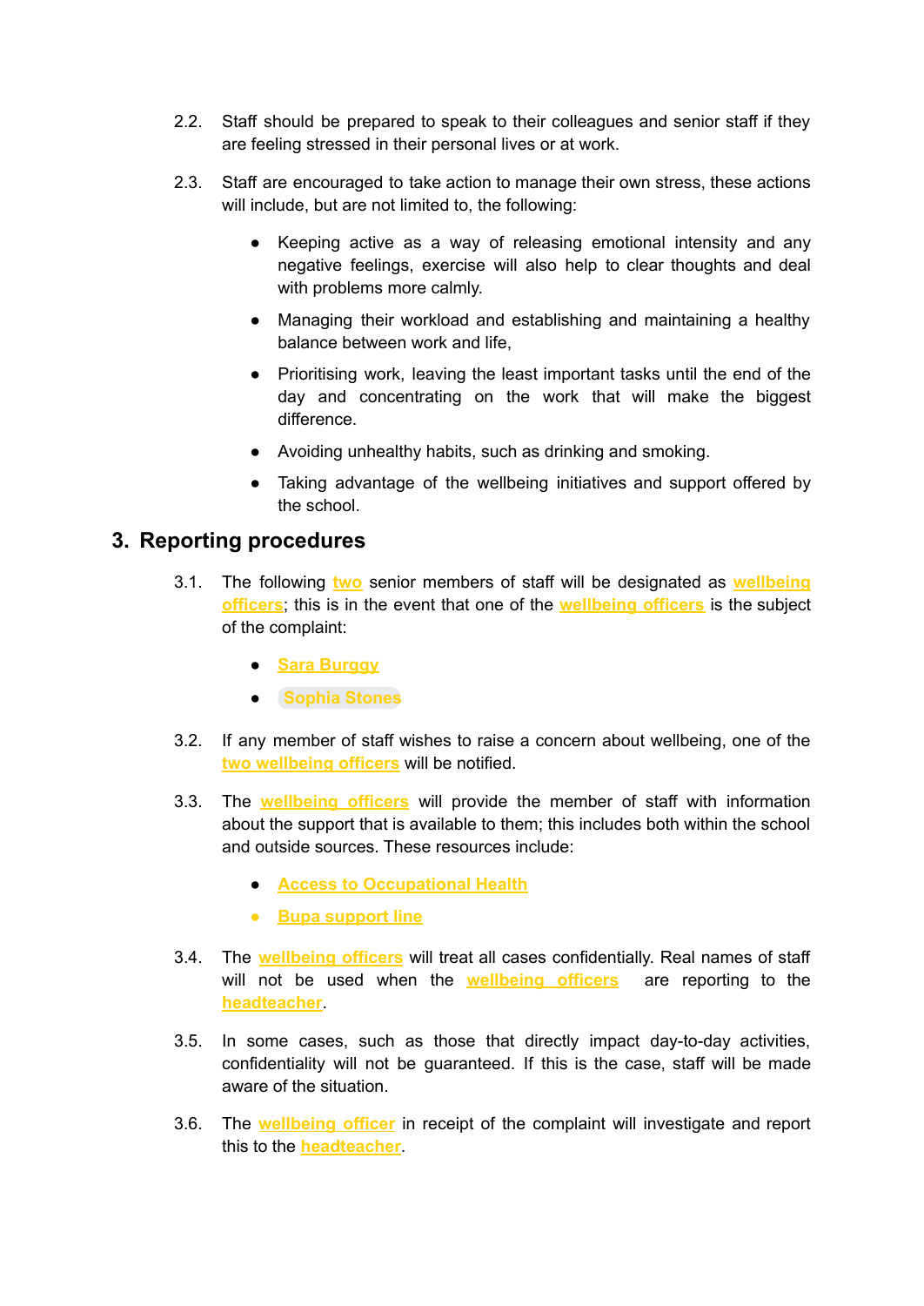2.2. Staff should be prepared to speak to their colleagues and senior staff if they are feeling stressed in their personal lives or at work.

2.3. Staff are encouraged to take action to manage their own stress, these actions will include, but are not limited to, the following:

- Keeping active as a way of releasing emotional intensity and any negative feelings, exercise will also help to clear thoughts and deal with problems more calmly.
- Managing their workload and establishing and maintaining a healthy balance between work and life,
- Prioritising work, leaving the least important tasks until the end of the day and concentrating on the work that will make the biggest difference.
- Avoiding unhealthy habits, such as drinking and smoking.
- Taking advantage of the wellbeing initiatives and support offered by the school.

## 3. Reporting procedures

3.1. The following two senior members of staff will be designated as wellbeing officers; this is in the event that one of the wellbeing officers is the subject of the complaint:

- Sara Burggy
- Sophia Stones

3.2. If any member of staff wishes to raise a concern about wellbeing, one of the two wellbeing officers will be notified.

3.3. The wellbeing officers will provide the member of staff with information about the support that is available to them; this includes both within the school and outside sources. These resources include:

- Access to Occupational Health
- Bupa support line

3.4. The wellbeing officers will treat all cases confidentially. Real names of staff will not be used when the wellbeing officers are reporting to the headteacher.

3.5. In some cases, such as those that directly impact day-to-day activities, confidentiality will not be guaranteed. If this is the case, staff will be made aware of the situation.

3.6. The wellbeing officer in receipt of the complaint will investigate and report this to the headteacher.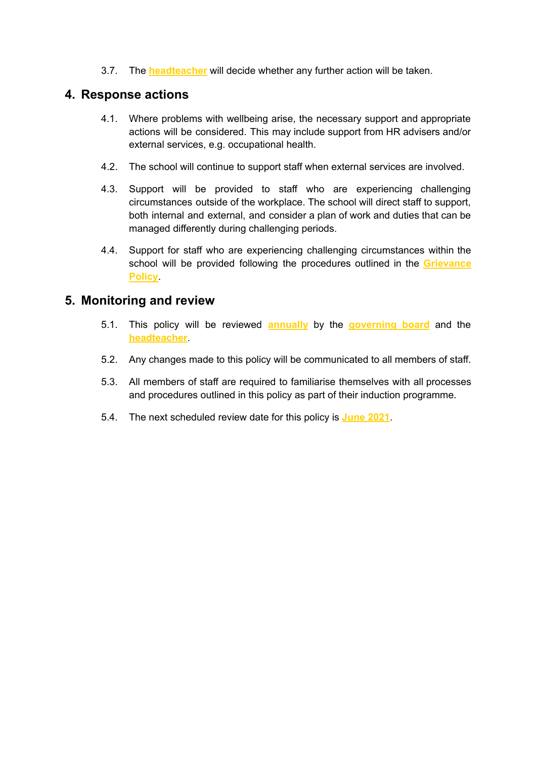3.7. The **headteacher** will decide whether any further action will be taken.

## 4. Response actions

4.1. Where problems with wellbeing arise, the necessary support and appropriate actions will be considered. This may include support from HR advisers and/or external services, e.g. occupational health.

4.2. The school will continue to support staff when external services are involved.

4.3. Support will be provided to staff who are experiencing challenging circumstances outside of the workplace. The school will direct staff to support, both internal and external, and consider a plan of work and duties that can be managed differently during challenging periods.

4.4. Support for staff who are experiencing challenging circumstances within the school will be provided following the procedures outlined in the **Grievance Policy**.

## 5. Monitoring and review

5.1. This policy will be reviewed **annually** by the **governing board** and the **headteacher**.

5.2. Any changes made to this policy will be communicated to all members of staff.

5.3. All members of staff are required to familiarise themselves with all processes and procedures outlined in this policy as part of their induction programme.

5.4. The next scheduled review date for this policy is **June 2021**.